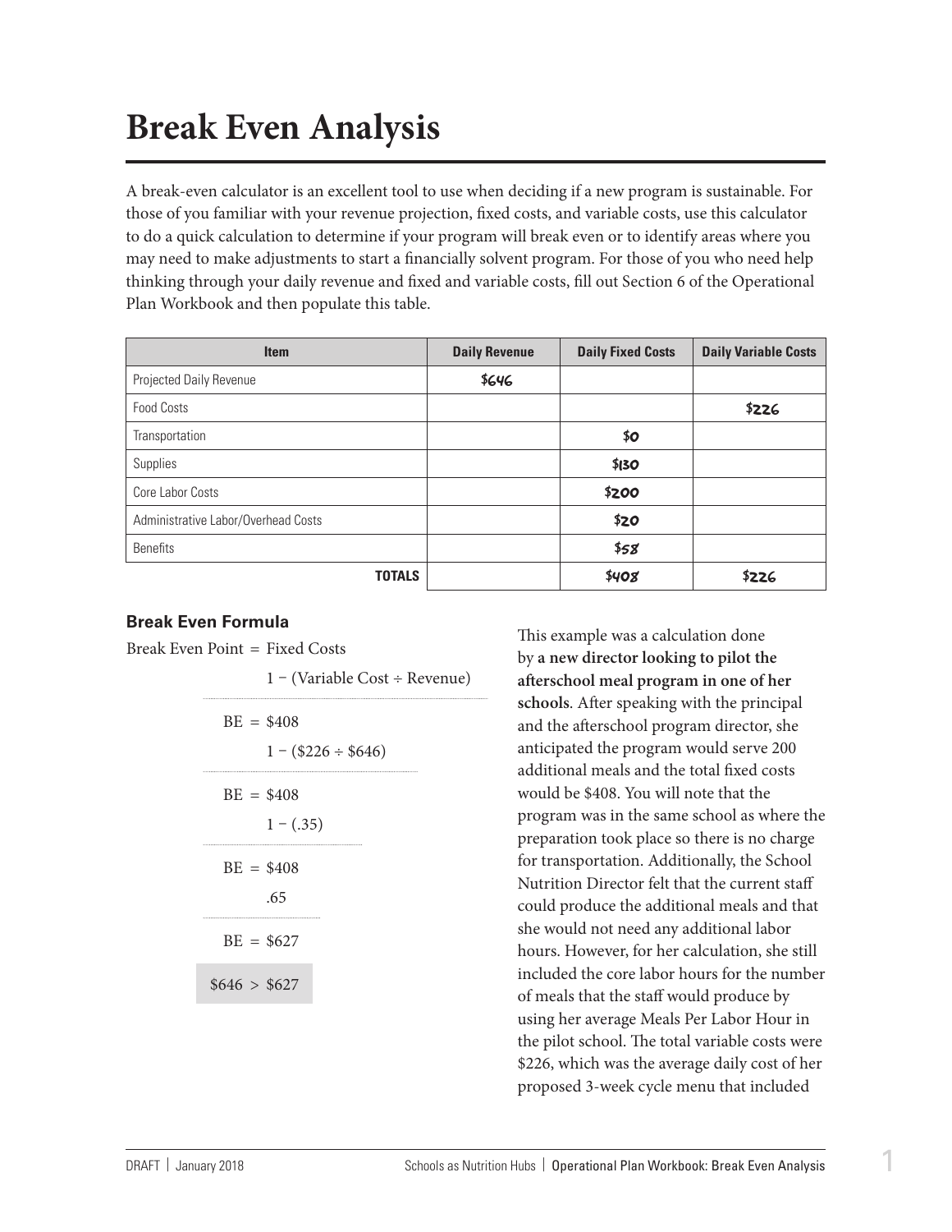# Break Even Analysis

A break-even calculator is an excellent tool to use when deciding if a new program is sustainable. For those of you familiar with your revenue projection, fixed costs, and variable costs, use this calculator to do a quick calculation to determine if your program will break even or to identify areas where you may need to make adjustments to start a financially solvent program. For those of you who need help thinking through your daily revenue and fixed and variable costs, fill out Section 6 of the Operational Plan Workbook and then populate this table.

| Item | Daily Revenue | Daily Fixed Costs | Daily Variable Costs |
| --- | --- | --- | --- |
| Projected Daily Revenue | $646 | | |
| Food Costs | | | $226 |
| Transportation | | $0 | |
| Supplies | | $130 | |
| Core Labor Costs | | $200 | |
| Administrative Labor/Overhead Costs | | $20 | |
| Benefits | | $58 | |
| **TOTALS** | | $408 | $226 |

### Break Even Formula

$$\text{Break Even Point} = \frac{\text{Fixed Costs}}{1 - (\text{Variable Cost} \div \text{Revenue})}$$

$$\text{BE} = \frac{\$408}{1 - (\$226 \div \$646)}$$

$$\text{BE} = \frac{\$408}{1 - (.35)}$$

$$\text{BE} = \frac{\$408}{.65}$$

$$\text{BE} = \$627$$

$$\$646 > \$627$$

This example was a calculation done by **a new director looking to pilot the afterschool meal program in one of her schools**. After speaking with the principal and the afterschool program director, she anticipated the program would serve 200 additional meals and the total fixed costs would be $408. You will note that the program was in the same school as where the preparation took place so there is no charge for transportation. Additionally, the School Nutrition Director felt that the current staff could produce the additional meals and that she would not need any additional labor hours. However, for her calculation, she still included the core labor hours for the number of meals that the staff would produce by using her average Meals Per Labor Hour in the pilot school. The total variable costs were $226, which was the average daily cost of her proposed 3-week cycle menu that included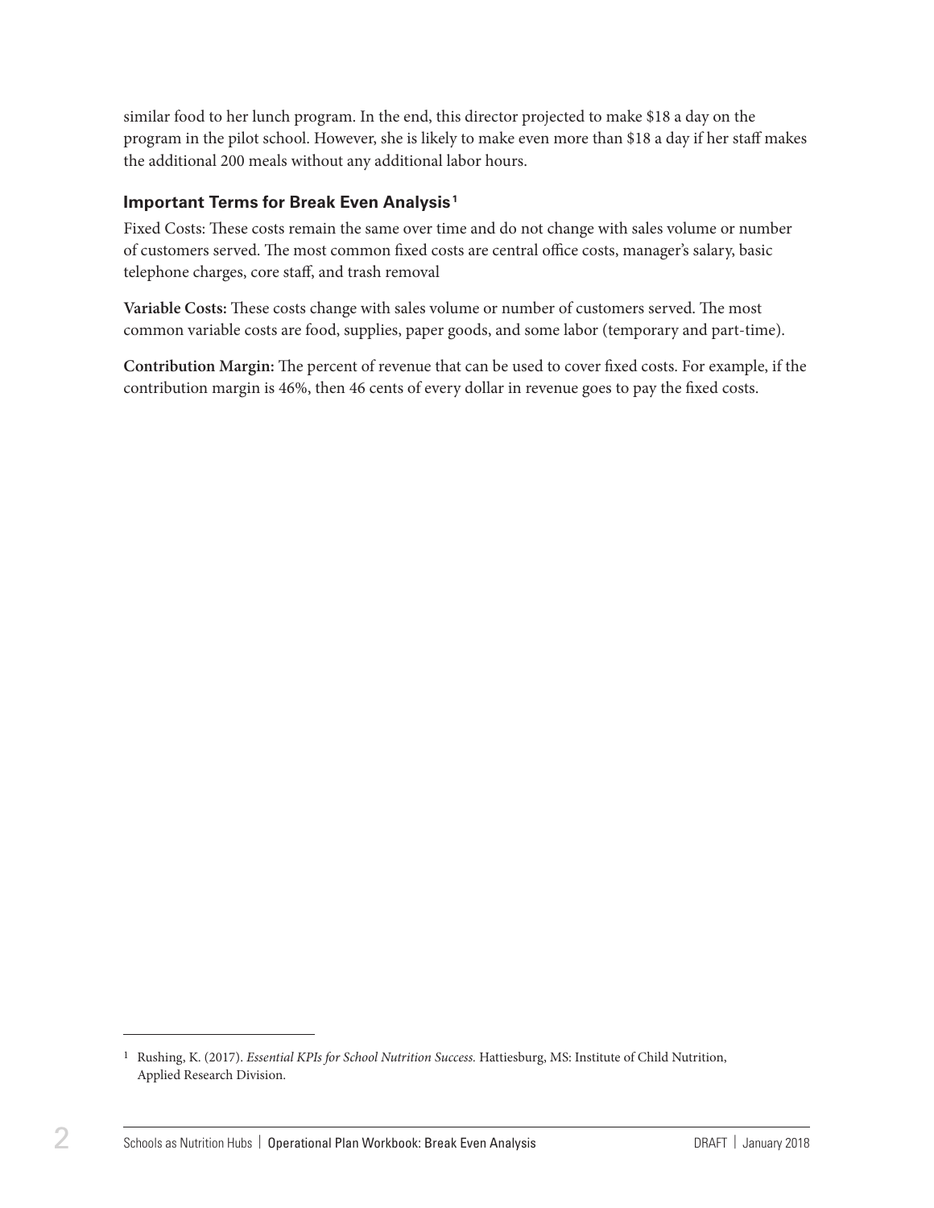similar food to her lunch program. In the end, this director projected to make $18 a day on the program in the pilot school. However, she is likely to make even more than $18 a day if her staff makes the additional 200 meals without any additional labor hours.

### Important Terms for Break Even Analysis[1]

Fixed Costs: These costs remain the same over time and do not change with sales volume or number of customers served. The most common fixed costs are central office costs, manager's salary, basic telephone charges, core staff, and trash removal

**Variable Costs:** These costs change with sales volume or number of customers served. The most common variable costs are food, supplies, paper goods, and some labor (temporary and part-time).

**Contribution Margin:** The percent of revenue that can be used to cover fixed costs. For example, if the contribution margin is 46%, then 46 cents of every dollar in revenue goes to pay the fixed costs.

---

[1] Rushing, K. (2017). *Essential KPIs for School Nutrition Success.* Hattiesburg, MS: Institute of Child Nutrition, Applied Research Division.